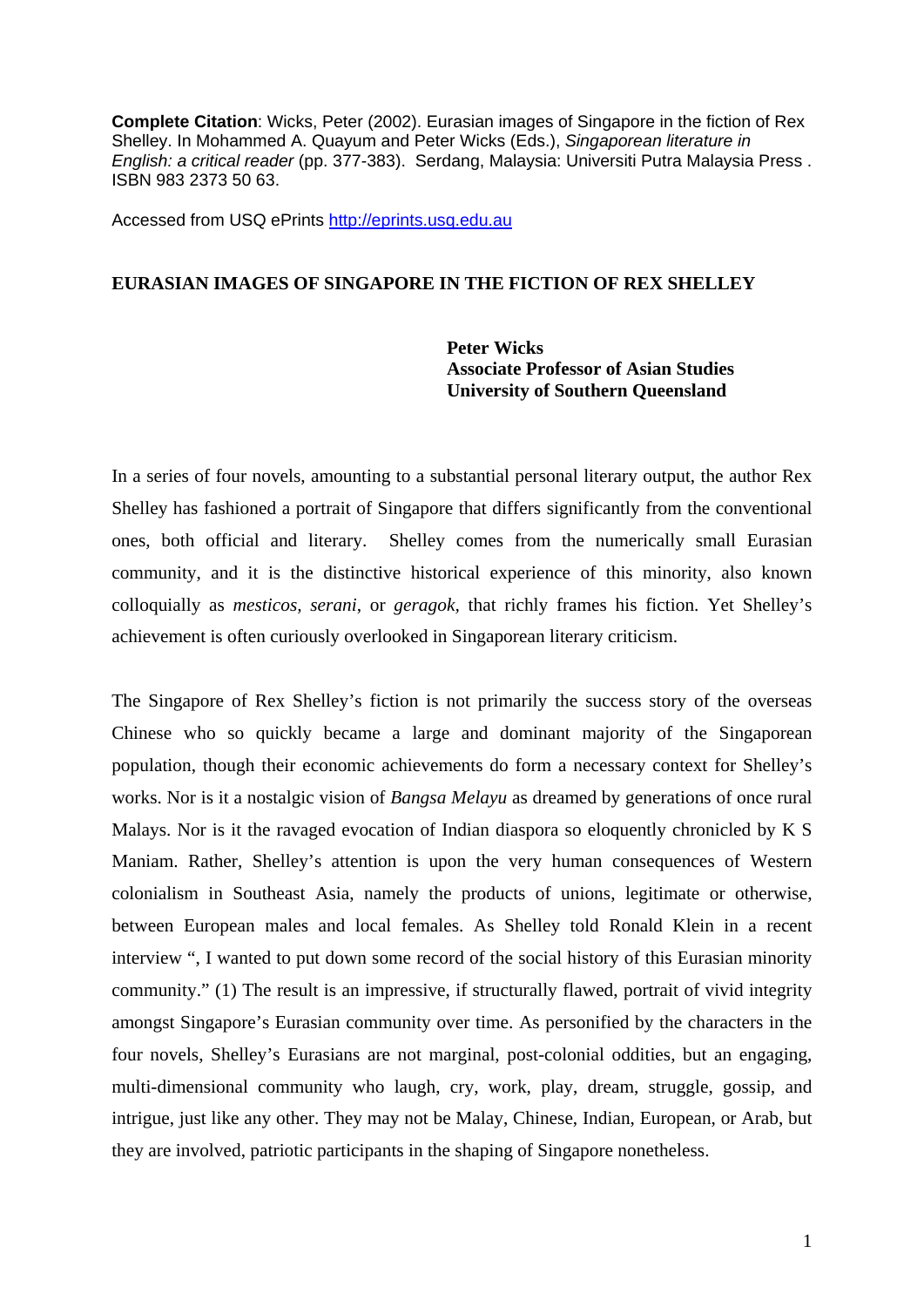**Complete Citation**: Wicks, Peter (2002). Eurasian images of Singapore in the fiction of Rex Shelley. In Mohammed A. Quayum and Peter Wicks (Eds.), *Singaporean literature in English: a critical reader* (pp. 377-383). Serdang, Malaysia: Universiti Putra Malaysia Press . ISBN 983 2373 50 63.

Accessed from USQ ePrints http://eprints.usq.edu.au

# EURASIAN IMAGES OF SINGAPORE IN THE FICTION OF REX SHELLEY

**Peter Wicks**
**Associate Professor of Asian Studies**
**University of Southern Queensland**

In a series of four novels, amounting to a substantial personal literary output, the author Rex Shelley has fashioned a portrait of Singapore that differs significantly from the conventional ones, both official and literary. Shelley comes from the numerically small Eurasian community, and it is the distinctive historical experience of this minority, also known colloquially as *mesticos, serani*, or *geragok,* that richly frames his fiction. Yet Shelley's achievement is often curiously overlooked in Singaporean literary criticism.

The Singapore of Rex Shelley's fiction is not primarily the success story of the overseas Chinese who so quickly became a large and dominant majority of the Singaporean population, though their economic achievements do form a necessary context for Shelley's works. Nor is it a nostalgic vision of *Bangsa Melayu* as dreamed by generations of once rural Malays. Nor is it the ravaged evocation of Indian diaspora so eloquently chronicled by K S Maniam. Rather, Shelley's attention is upon the very human consequences of Western colonialism in Southeast Asia, namely the products of unions, legitimate or otherwise, between European males and local females. As Shelley told Ronald Klein in a recent interview ", I wanted to put down some record of the social history of this Eurasian minority community." (1) The result is an impressive, if structurally flawed, portrait of vivid integrity amongst Singapore's Eurasian community over time. As personified by the characters in the four novels, Shelley's Eurasians are not marginal, post-colonial oddities, but an engaging, multi-dimensional community who laugh, cry, work, play, dream, struggle, gossip, and intrigue, just like any other. They may not be Malay, Chinese, Indian, European, or Arab, but they are involved, patriotic participants in the shaping of Singapore nonetheless.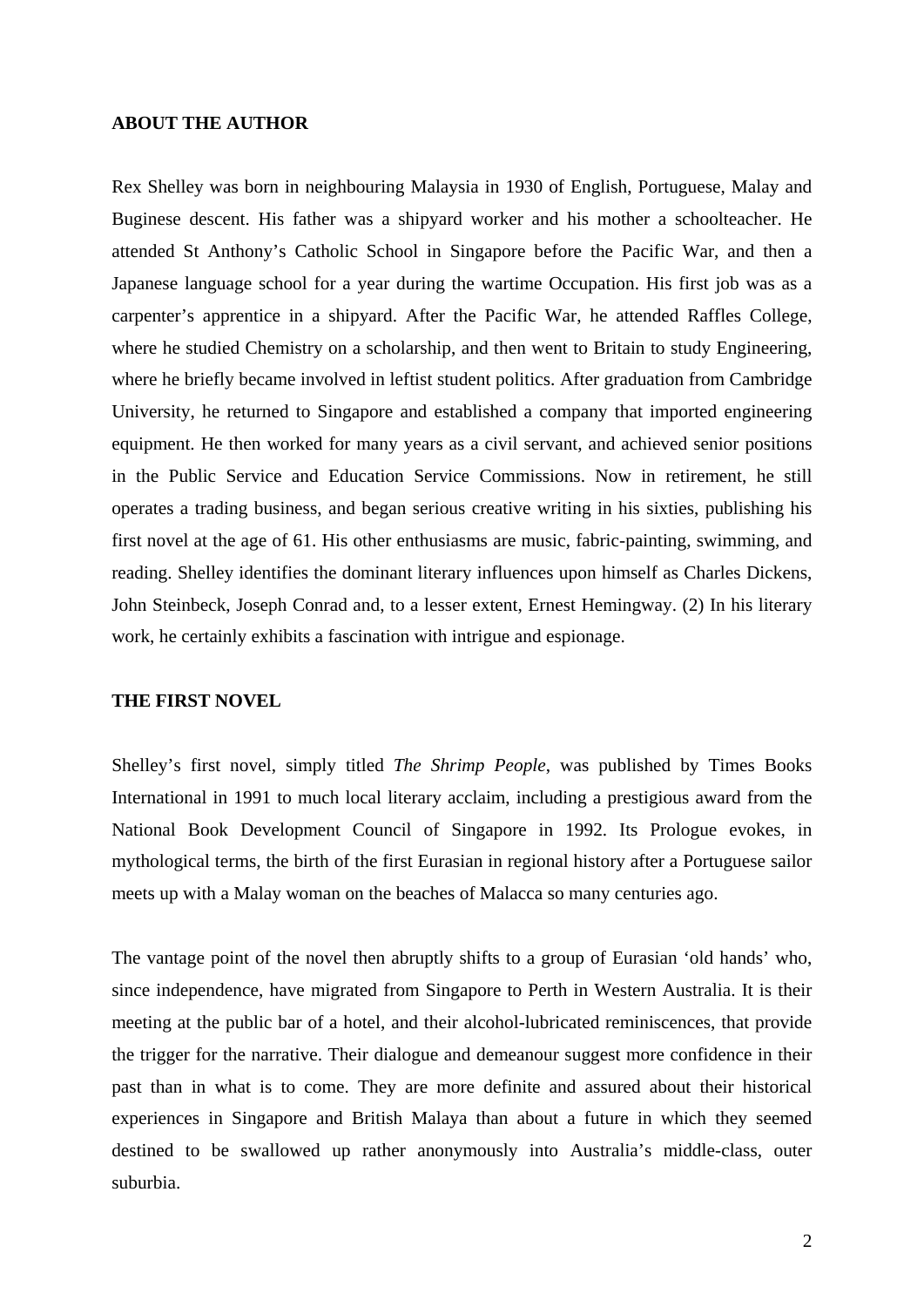## ABOUT THE AUTHOR

Rex Shelley was born in neighbouring Malaysia in 1930 of English, Portuguese, Malay and Buginese descent. His father was a shipyard worker and his mother a schoolteacher. He attended St Anthony's Catholic School in Singapore before the Pacific War, and then a Japanese language school for a year during the wartime Occupation. His first job was as a carpenter's apprentice in a shipyard. After the Pacific War, he attended Raffles College, where he studied Chemistry on a scholarship, and then went to Britain to study Engineering, where he briefly became involved in leftist student politics. After graduation from Cambridge University, he returned to Singapore and established a company that imported engineering equipment. He then worked for many years as a civil servant, and achieved senior positions in the Public Service and Education Service Commissions. Now in retirement, he still operates a trading business, and began serious creative writing in his sixties, publishing his first novel at the age of 61. His other enthusiasms are music, fabric-painting, swimming, and reading. Shelley identifies the dominant literary influences upon himself as Charles Dickens, John Steinbeck, Joseph Conrad and, to a lesser extent, Ernest Hemingway. (2) In his literary work, he certainly exhibits a fascination with intrigue and espionage.

## THE FIRST NOVEL

Shelley's first novel, simply titled *The Shrimp People*, was published by Times Books International in 1991 to much local literary acclaim, including a prestigious award from the National Book Development Council of Singapore in 1992. Its Prologue evokes, in mythological terms, the birth of the first Eurasian in regional history after a Portuguese sailor meets up with a Malay woman on the beaches of Malacca so many centuries ago.

The vantage point of the novel then abruptly shifts to a group of Eurasian 'old hands' who, since independence, have migrated from Singapore to Perth in Western Australia. It is their meeting at the public bar of a hotel, and their alcohol-lubricated reminiscences, that provide the trigger for the narrative. Their dialogue and demeanour suggest more confidence in their past than in what is to come. They are more definite and assured about their historical experiences in Singapore and British Malaya than about a future in which they seemed destined to be swallowed up rather anonymously into Australia's middle-class, outer suburbia.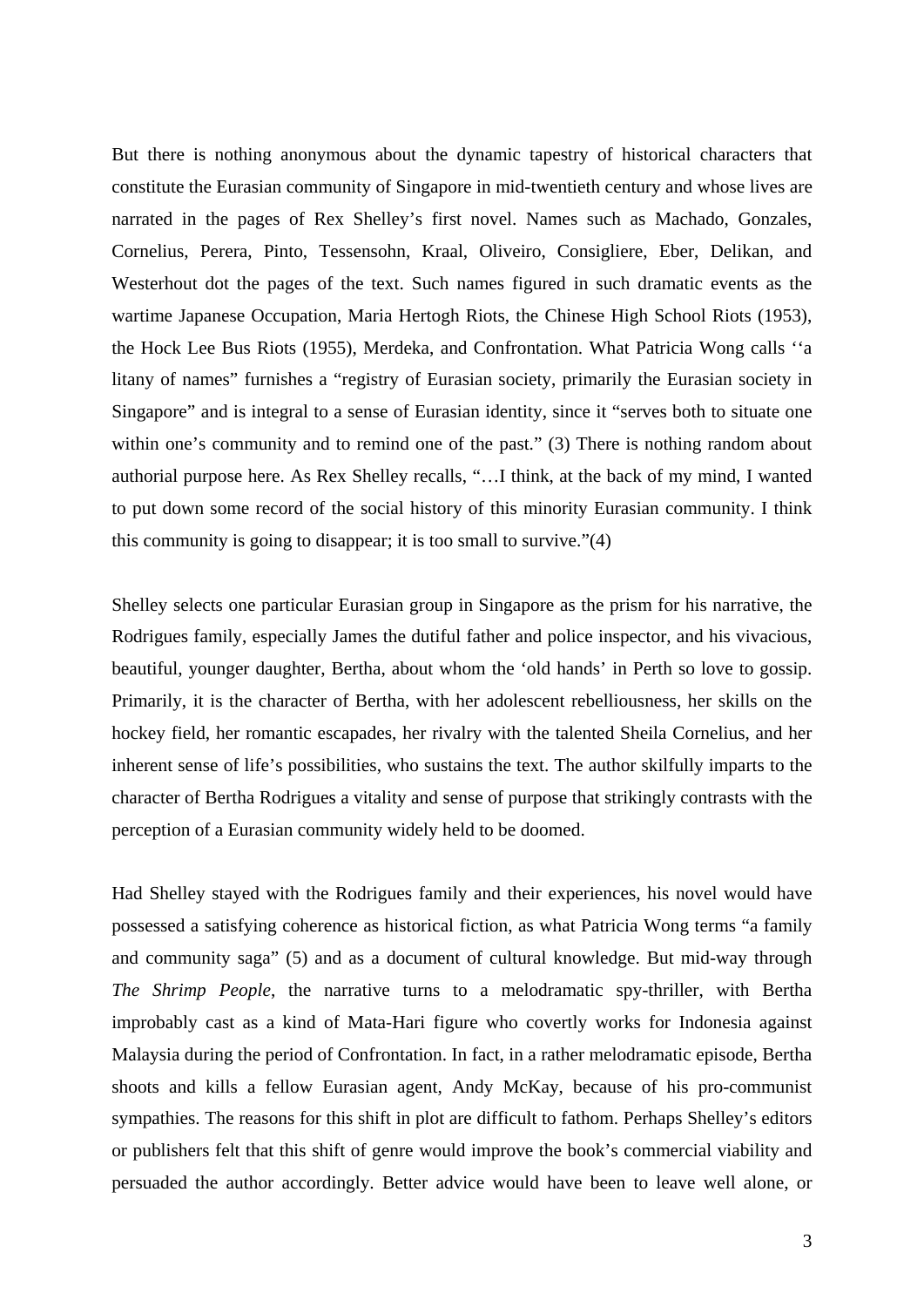But there is nothing anonymous about the dynamic tapestry of historical characters that constitute the Eurasian community of Singapore in mid-twentieth century and whose lives are narrated in the pages of Rex Shelley's first novel. Names such as Machado, Gonzales, Cornelius, Perera, Pinto, Tessensohn, Kraal, Oliveiro, Consigliere, Eber, Delikan, and Westerhout dot the pages of the text. Such names figured in such dramatic events as the wartime Japanese Occupation, Maria Hertogh Riots, the Chinese High School Riots (1953), the Hock Lee Bus Riots (1955), Merdeka, and Confrontation. What Patricia Wong calls ''a litany of names" furnishes a "registry of Eurasian society, primarily the Eurasian society in Singapore" and is integral to a sense of Eurasian identity, since it "serves both to situate one within one's community and to remind one of the past." (3) There is nothing random about authorial purpose here. As Rex Shelley recalls, "…I think, at the back of my mind, I wanted to put down some record of the social history of this minority Eurasian community. I think this community is going to disappear; it is too small to survive."(4)

Shelley selects one particular Eurasian group in Singapore as the prism for his narrative, the Rodrigues family, especially James the dutiful father and police inspector, and his vivacious, beautiful, younger daughter, Bertha, about whom the 'old hands' in Perth so love to gossip. Primarily, it is the character of Bertha, with her adolescent rebelliousness, her skills on the hockey field, her romantic escapades, her rivalry with the talented Sheila Cornelius, and her inherent sense of life's possibilities, who sustains the text. The author skilfully imparts to the character of Bertha Rodrigues a vitality and sense of purpose that strikingly contrasts with the perception of a Eurasian community widely held to be doomed.

Had Shelley stayed with the Rodrigues family and their experiences, his novel would have possessed a satisfying coherence as historical fiction, as what Patricia Wong terms "a family and community saga" (5) and as a document of cultural knowledge. But mid-way through *The Shrimp People*, the narrative turns to a melodramatic spy-thriller, with Bertha improbably cast as a kind of Mata-Hari figure who covertly works for Indonesia against Malaysia during the period of Confrontation. In fact, in a rather melodramatic episode, Bertha shoots and kills a fellow Eurasian agent, Andy McKay, because of his pro-communist sympathies. The reasons for this shift in plot are difficult to fathom. Perhaps Shelley's editors or publishers felt that this shift of genre would improve the book's commercial viability and persuaded the author accordingly. Better advice would have been to leave well alone, or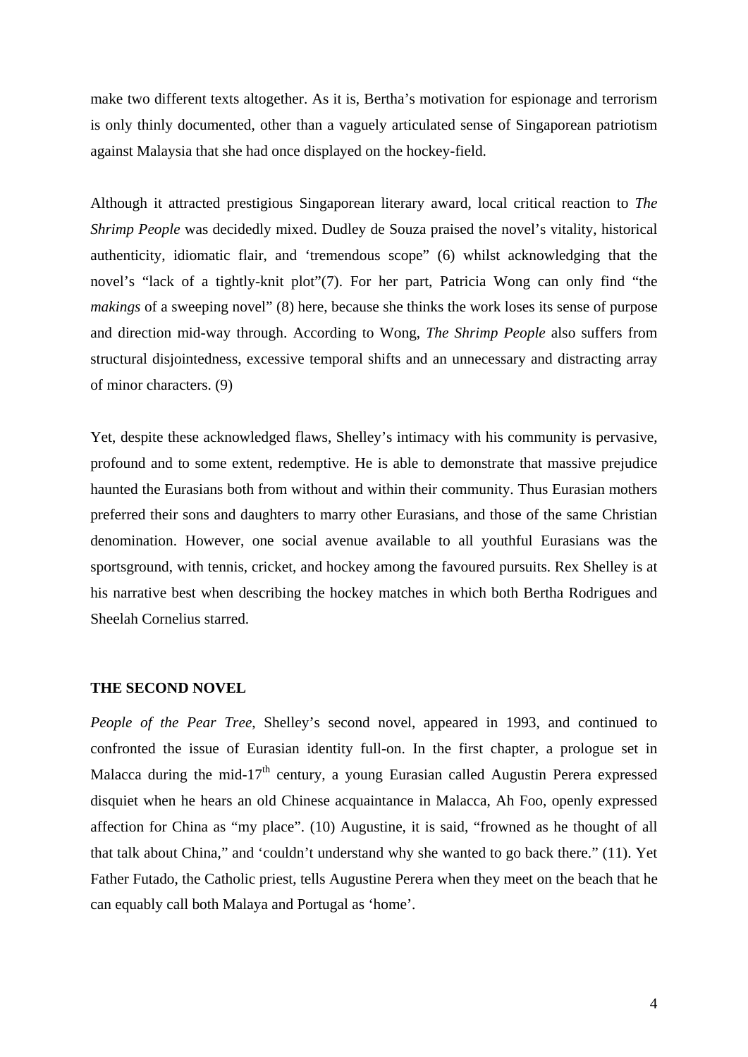make two different texts altogether. As it is, Bertha's motivation for espionage and terrorism is only thinly documented, other than a vaguely articulated sense of Singaporean patriotism against Malaysia that she had once displayed on the hockey-field.

Although it attracted prestigious Singaporean literary award, local critical reaction to *The Shrimp People* was decidedly mixed. Dudley de Souza praised the novel's vitality, historical authenticity, idiomatic flair, and 'tremendous scope" (6) whilst acknowledging that the novel's "lack of a tightly-knit plot"(7). For her part, Patricia Wong can only find "the *makings* of a sweeping novel" (8) here, because she thinks the work loses its sense of purpose and direction mid-way through. According to Wong, *The Shrimp People* also suffers from structural disjointedness, excessive temporal shifts and an unnecessary and distracting array of minor characters. (9)

Yet, despite these acknowledged flaws, Shelley's intimacy with his community is pervasive, profound and to some extent, redemptive. He is able to demonstrate that massive prejudice haunted the Eurasians both from without and within their community. Thus Eurasian mothers preferred their sons and daughters to marry other Eurasians, and those of the same Christian denomination. However, one social avenue available to all youthful Eurasians was the sportsground, with tennis, cricket, and hockey among the favoured pursuits. Rex Shelley is at his narrative best when describing the hockey matches in which both Bertha Rodrigues and Sheelah Cornelius starred.

## THE SECOND NOVEL

*People of the Pear Tree*, Shelley's second novel, appeared in 1993, and continued to confronted the issue of Eurasian identity full-on. In the first chapter, a prologue set in Malacca during the mid-17th century, a young Eurasian called Augustin Perera expressed disquiet when he hears an old Chinese acquaintance in Malacca, Ah Foo, openly expressed affection for China as "my place". (10) Augustine, it is said, "frowned as he thought of all that talk about China," and 'couldn't understand why she wanted to go back there." (11). Yet Father Futado, the Catholic priest, tells Augustine Perera when they meet on the beach that he can equably call both Malaya and Portugal as 'home'.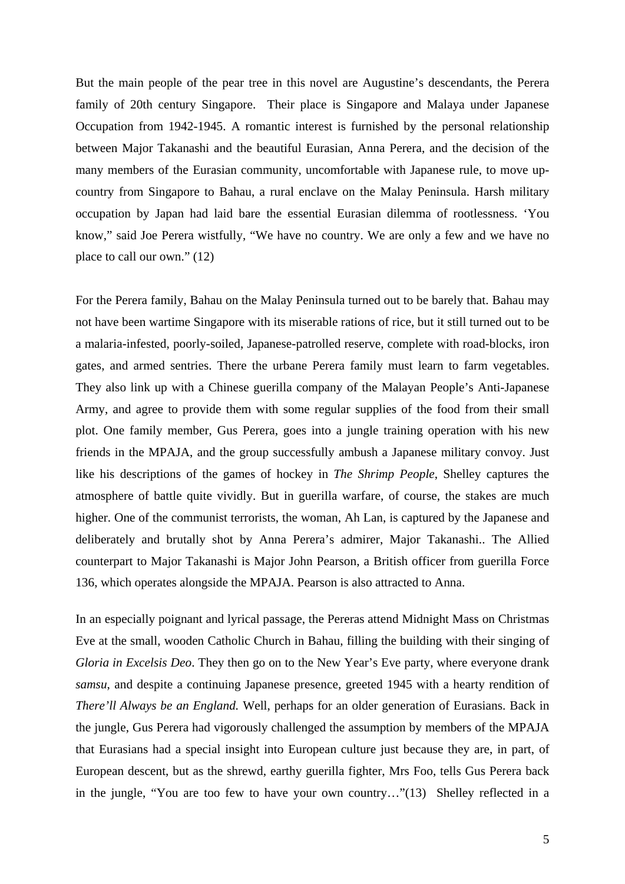But the main people of the pear tree in this novel are Augustine's descendants, the Perera family of 20th century Singapore. Their place is Singapore and Malaya under Japanese Occupation from 1942-1945. A romantic interest is furnished by the personal relationship between Major Takanashi and the beautiful Eurasian, Anna Perera, and the decision of the many members of the Eurasian community, uncomfortable with Japanese rule, to move up-country from Singapore to Bahau, a rural enclave on the Malay Peninsula. Harsh military occupation by Japan had laid bare the essential Eurasian dilemma of rootlessness. 'You know," said Joe Perera wistfully, "We have no country. We are only a few and we have no place to call our own." (12)

For the Perera family, Bahau on the Malay Peninsula turned out to be barely that. Bahau may not have been wartime Singapore with its miserable rations of rice, but it still turned out to be a malaria-infested, poorly-soiled, Japanese-patrolled reserve, complete with road-blocks, iron gates, and armed sentries. There the urbane Perera family must learn to farm vegetables. They also link up with a Chinese guerilla company of the Malayan People's Anti-Japanese Army, and agree to provide them with some regular supplies of the food from their small plot. One family member, Gus Perera, goes into a jungle training operation with his new friends in the MPAJA, and the group successfully ambush a Japanese military convoy. Just like his descriptions of the games of hockey in *The Shrimp People*, Shelley captures the atmosphere of battle quite vividly. But in guerilla warfare, of course, the stakes are much higher. One of the communist terrorists, the woman, Ah Lan, is captured by the Japanese and deliberately and brutally shot by Anna Perera's admirer, Major Takanashi.. The Allied counterpart to Major Takanashi is Major John Pearson, a British officer from guerilla Force 136, which operates alongside the MPAJA. Pearson is also attracted to Anna.

In an especially poignant and lyrical passage, the Pereras attend Midnight Mass on Christmas Eve at the small, wooden Catholic Church in Bahau, filling the building with their singing of *Gloria in Excelsis Deo*. They then go on to the New Year's Eve party, where everyone drank *samsu*, and despite a continuing Japanese presence, greeted 1945 with a hearty rendition of *There'll Always be an England.* Well, perhaps for an older generation of Eurasians. Back in the jungle, Gus Perera had vigorously challenged the assumption by members of the MPAJA that Eurasians had a special insight into European culture just because they are, in part, of European descent, but as the shrewd, earthy guerilla fighter, Mrs Foo, tells Gus Perera back in the jungle, "You are too few to have your own country…"(13) Shelley reflected in a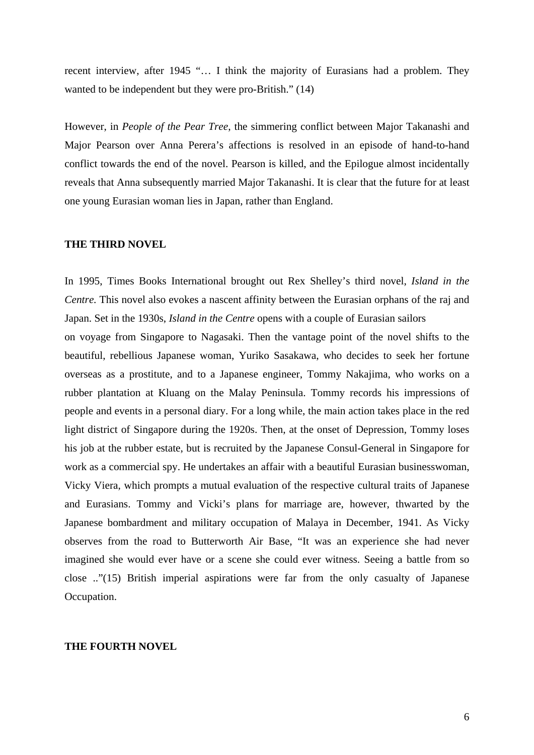recent interview, after 1945 "… I think the majority of Eurasians had a problem. They wanted to be independent but they were pro-British." (14)

However, in *People of the Pear Tree*, the simmering conflict between Major Takanashi and Major Pearson over Anna Perera's affections is resolved in an episode of hand-to-hand conflict towards the end of the novel. Pearson is killed, and the Epilogue almost incidentally reveals that Anna subsequently married Major Takanashi. It is clear that the future for at least one young Eurasian woman lies in Japan, rather than England.

**THE THIRD NOVEL**

In 1995, Times Books International brought out Rex Shelley's third novel, *Island in the Centre.* This novel also evokes a nascent affinity between the Eurasian orphans of the raj and Japan. Set in the 1930s, *Island in the Centre* opens with a couple of Eurasian sailors on voyage from Singapore to Nagasaki. Then the vantage point of the novel shifts to the beautiful, rebellious Japanese woman, Yuriko Sasakawa, who decides to seek her fortune overseas as a prostitute, and to a Japanese engineer, Tommy Nakajima, who works on a rubber plantation at Kluang on the Malay Peninsula. Tommy records his impressions of people and events in a personal diary. For a long while, the main action takes place in the red light district of Singapore during the 1920s. Then, at the onset of Depression, Tommy loses his job at the rubber estate, but is recruited by the Japanese Consul-General in Singapore for work as a commercial spy. He undertakes an affair with a beautiful Eurasian businesswoman, Vicky Viera, which prompts a mutual evaluation of the respective cultural traits of Japanese and Eurasians. Tommy and Vicki's plans for marriage are, however, thwarted by the Japanese bombardment and military occupation of Malaya in December, 1941. As Vicky observes from the road to Butterworth Air Base, "It was an experience she had never imagined she would ever have or a scene she could ever witness. Seeing a battle from so close .."(15) British imperial aspirations were far from the only casualty of Japanese Occupation.

**THE FOURTH NOVEL**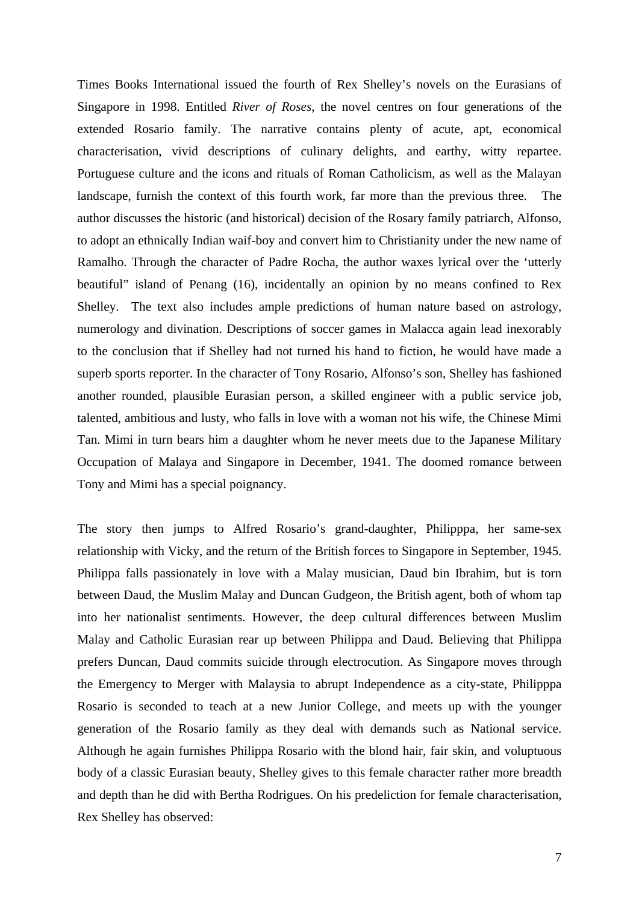Times Books International issued the fourth of Rex Shelley's novels on the Eurasians of Singapore in 1998. Entitled *River of Roses*, the novel centres on four generations of the extended Rosario family. The narrative contains plenty of acute, apt, economical characterisation, vivid descriptions of culinary delights, and earthy, witty repartee. Portuguese culture and the icons and rituals of Roman Catholicism, as well as the Malayan landscape, furnish the context of this fourth work, far more than the previous three. The author discusses the historic (and historical) decision of the Rosary family patriarch, Alfonso, to adopt an ethnically Indian waif-boy and convert him to Christianity under the new name of Ramalho. Through the character of Padre Rocha, the author waxes lyrical over the 'utterly beautiful" island of Penang (16), incidentally an opinion by no means confined to Rex Shelley. The text also includes ample predictions of human nature based on astrology, numerology and divination. Descriptions of soccer games in Malacca again lead inexorably to the conclusion that if Shelley had not turned his hand to fiction, he would have made a superb sports reporter. In the character of Tony Rosario, Alfonso's son, Shelley has fashioned another rounded, plausible Eurasian person, a skilled engineer with a public service job, talented, ambitious and lusty, who falls in love with a woman not his wife, the Chinese Mimi Tan. Mimi in turn bears him a daughter whom he never meets due to the Japanese Military Occupation of Malaya and Singapore in December, 1941. The doomed romance between Tony and Mimi has a special poignancy.

The story then jumps to Alfred Rosario's grand-daughter, Philipppa, her same-sex relationship with Vicky, and the return of the British forces to Singapore in September, 1945. Philippa falls passionately in love with a Malay musician, Daud bin Ibrahim, but is torn between Daud, the Muslim Malay and Duncan Gudgeon, the British agent, both of whom tap into her nationalist sentiments. However, the deep cultural differences between Muslim Malay and Catholic Eurasian rear up between Philippa and Daud. Believing that Philippa prefers Duncan, Daud commits suicide through electrocution. As Singapore moves through the Emergency to Merger with Malaysia to abrupt Independence as a city-state, Philipppa Rosario is seconded to teach at a new Junior College, and meets up with the younger generation of the Rosario family as they deal with demands such as National service. Although he again furnishes Philippa Rosario with the blond hair, fair skin, and voluptuous body of a classic Eurasian beauty, Shelley gives to this female character rather more breadth and depth than he did with Bertha Rodrigues. On his predeliction for female characterisation, Rex Shelley has observed: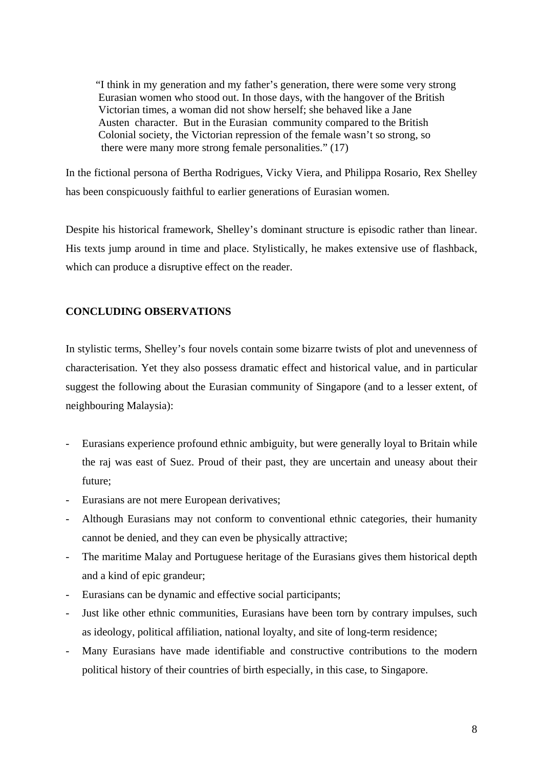> "I think in my generation and my father's generation, there were some very strong Eurasian women who stood out. In those days, with the hangover of the British Victorian times, a woman did not show herself; she behaved like a Jane Austen character. But in the Eurasian community compared to the British Colonial society, the Victorian repression of the female wasn't so strong, so there were many more strong female personalities." (17)

In the fictional persona of Bertha Rodrigues, Vicky Viera, and Philippa Rosario, Rex Shelley has been conspicuously faithful to earlier generations of Eurasian women.

Despite his historical framework, Shelley's dominant structure is episodic rather than linear. His texts jump around in time and place. Stylistically, he makes extensive use of flashback, which can produce a disruptive effect on the reader.

## CONCLUDING OBSERVATIONS

In stylistic terms, Shelley's four novels contain some bizarre twists of plot and unevenness of characterisation. Yet they also possess dramatic effect and historical value, and in particular suggest the following about the Eurasian community of Singapore (and to a lesser extent, of neighbouring Malaysia):

- Eurasians experience profound ethnic ambiguity, but were generally loyal to Britain while the raj was east of Suez. Proud of their past, they are uncertain and uneasy about their future;
- Eurasians are not mere European derivatives;
- Although Eurasians may not conform to conventional ethnic categories, their humanity cannot be denied, and they can even be physically attractive;
- The maritime Malay and Portuguese heritage of the Eurasians gives them historical depth and a kind of epic grandeur;
- Eurasians can be dynamic and effective social participants;
- Just like other ethnic communities, Eurasians have been torn by contrary impulses, such as ideology, political affiliation, national loyalty, and site of long-term residence;
- Many Eurasians have made identifiable and constructive contributions to the modern political history of their countries of birth especially, in this case, to Singapore.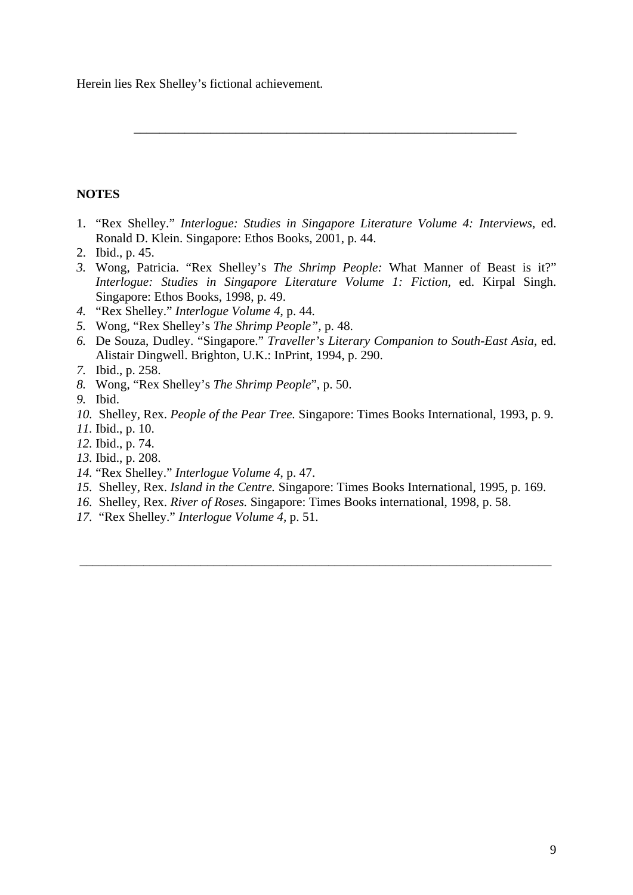Herein lies Rex Shelley's fictional achievement.

---

**NOTES**

1. "Rex Shelley." *Interlogue: Studies in Singapore Literature Volume 4: Interviews,* ed. Ronald D. Klein. Singapore: Ethos Books, 2001, p. 44.
2. Ibid., p. 45.
3. Wong, Patricia. "Rex Shelley's *The Shrimp People:* What Manner of Beast is it?" *Interlogue: Studies in Singapore Literature Volume 1: Fiction,* ed. Kirpal Singh. Singapore: Ethos Books, 1998, p. 49.
4. "Rex Shelley." *Interlogue Volume 4*, p. 44.
5. Wong, "Rex Shelley's *The Shrimp People"*, p. 48.
6. De Souza, Dudley. "Singapore." *Traveller's Literary Companion to South-East Asia*, ed. Alistair Dingwell. Brighton, U.K.: InPrint, 1994, p. 290.
7. Ibid., p. 258.
8. Wong, "Rex Shelley's *The Shrimp People*", p. 50.
9. Ibid.
10. Shelley, Rex. *People of the Pear Tree.* Singapore: Times Books International, 1993, p. 9.
11. Ibid., p. 10.
12. Ibid., p. 74.
13. Ibid., p. 208.
14. "Rex Shelley." *Interlogue Volume 4*, p. 47.
15. Shelley, Rex. *Island in the Centre.* Singapore: Times Books International, 1995, p. 169.
16. Shelley, Rex. *River of Roses.* Singapore: Times Books international, 1998, p. 58.
17. "Rex Shelley." *Interlogue Volume 4*, p. 51.

---